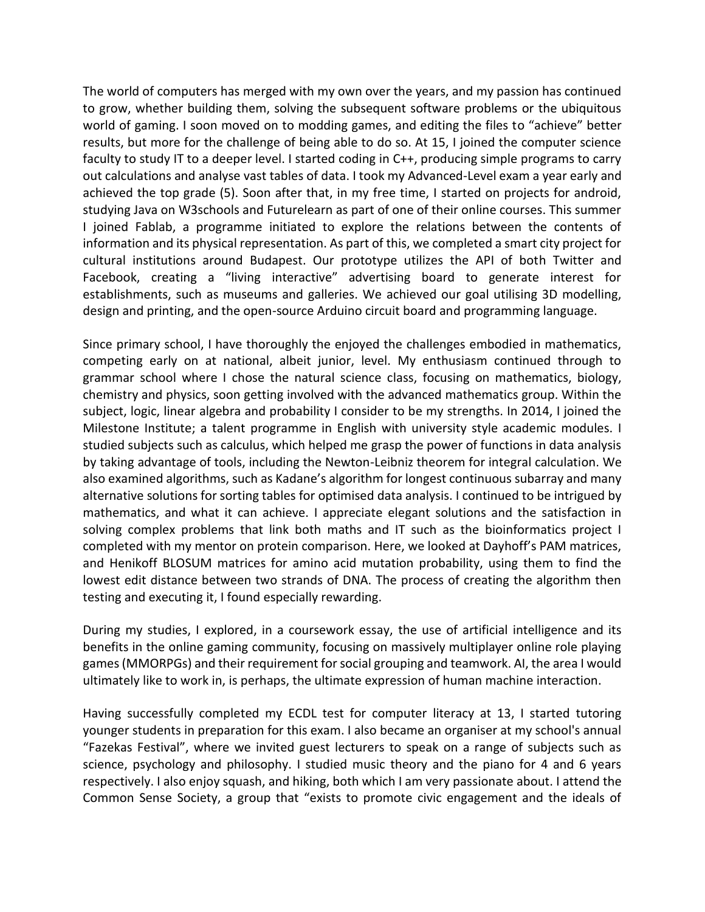The world of computers has merged with my own over the years, and my passion has continued to grow, whether building them, solving the subsequent software problems or the ubiquitous world of gaming. I soon moved on to modding games, and editing the files to "achieve" better results, but more for the challenge of being able to do so. At 15, I joined the computer science faculty to study IT to a deeper level. I started coding in C++, producing simple programs to carry out calculations and analyse vast tables of data. I took my Advanced-Level exam a year early and achieved the top grade (5). Soon after that, in my free time, I started on projects for android, studying Java on W3schools and Futurelearn as part of one of their online courses. This summer I joined Fablab, a programme initiated to explore the relations between the contents of information and its physical representation. As part of this, we completed a smart city project for cultural institutions around Budapest. Our prototype utilizes the API of both Twitter and Facebook, creating a "living interactive" advertising board to generate interest for establishments, such as museums and galleries. We achieved our goal utilising 3D modelling, design and printing, and the open-source Arduino circuit board and programming language.

Since primary school, I have thoroughly the enjoyed the challenges embodied in mathematics, competing early on at national, albeit junior, level. My enthusiasm continued through to grammar school where I chose the natural science class, focusing on mathematics, biology, chemistry and physics, soon getting involved with the advanced mathematics group. Within the subject, logic, linear algebra and probability I consider to be my strengths. In 2014, I joined the Milestone Institute; a talent programme in English with university style academic modules. I studied subjects such as calculus, which helped me grasp the power of functions in data analysis by taking advantage of tools, including the Newton-Leibniz theorem for integral calculation. We also examined algorithms, such as Kadane's algorithm for longest continuous subarray and many alternative solutions for sorting tables for optimised data analysis. I continued to be intrigued by mathematics, and what it can achieve. I appreciate elegant solutions and the satisfaction in solving complex problems that link both maths and IT such as the bioinformatics project I completed with my mentor on protein comparison. Here, we looked at Dayhoff's PAM matrices, and Henikoff BLOSUM matrices for amino acid mutation probability, using them to find the lowest edit distance between two strands of DNA. The process of creating the algorithm then testing and executing it, I found especially rewarding.

During my studies, I explored, in a coursework essay, the use of artificial intelligence and its benefits in the online gaming community, focusing on massively multiplayer online role playing games (MMORPGs) and their requirement for social grouping and teamwork. AI, the area I would ultimately like to work in, is perhaps, the ultimate expression of human machine interaction.

Having successfully completed my ECDL test for computer literacy at 13, I started tutoring younger students in preparation for this exam. I also became an organiser at my school's annual "Fazekas Festival", where we invited guest lecturers to speak on a range of subjects such as science, psychology and philosophy. I studied music theory and the piano for 4 and 6 years respectively. I also enjoy squash, and hiking, both which I am very passionate about. I attend the Common Sense Society, a group that "exists to promote civic engagement and the ideals of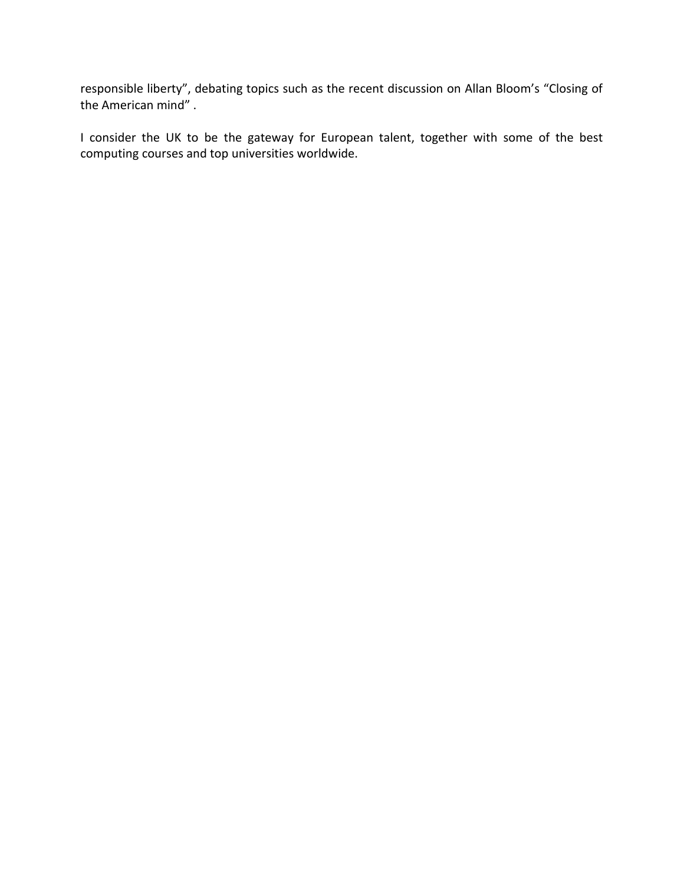responsible liberty", debating topics such as the recent discussion on Allan Bloom's "Closing of the American mind" .

I consider the UK to be the gateway for European talent, together with some of the best computing courses and top universities worldwide.